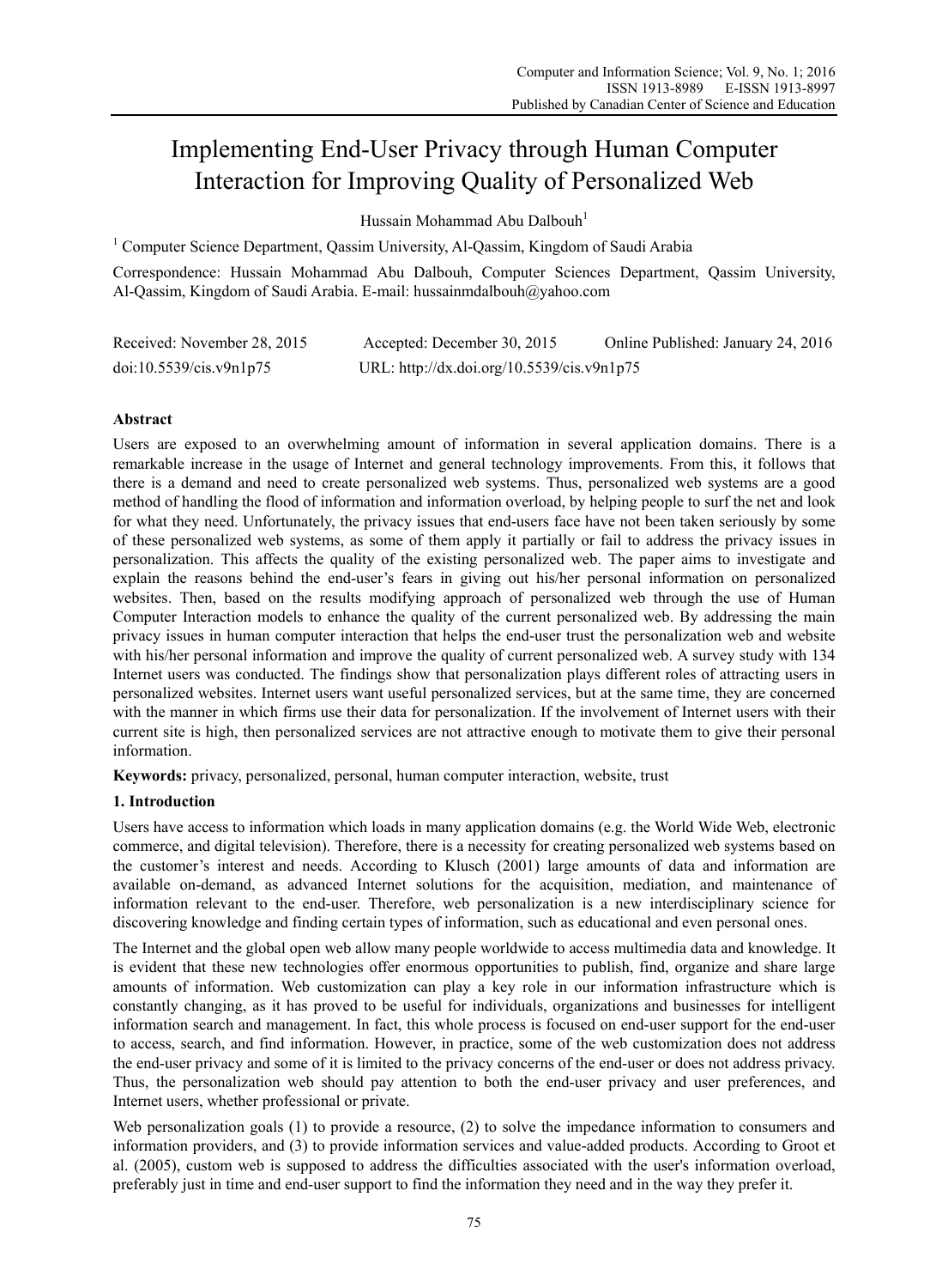# Implementing End-User Privacy through Human Computer Interaction for Improving Quality of Personalized Web

Hussain Mohammad Abu Dalbouh[1]

[1] Computer Science Department, Qassim University, Al-Qassim, Kingdom of Saudi Arabia

Correspondence: Hussain Mohammad Abu Dalbouh, Computer Sciences Department, Qassim University, Al-Qassim, Kingdom of Saudi Arabia. E-mail: hussainmdalbouh@yahoo.com

Received: November 28, 2015 Accepted: December 30, 2015 Online Published: January 24, 2016

doi:10.5539/cis.v9n1p75 URL: http://dx.doi.org/10.5539/cis.v9n1p75

## Abstract

Users are exposed to an overwhelming amount of information in several application domains. There is a remarkable increase in the usage of Internet and general technology improvements. From this, it follows that there is a demand and need to create personalized web systems. Thus, personalized web systems are a good method of handling the flood of information and information overload, by helping people to surf the net and look for what they need. Unfortunately, the privacy issues that end-users face have not been taken seriously by some of these personalized web systems, as some of them apply it partially or fail to address the privacy issues in personalization. This affects the quality of the existing personalized web. The paper aims to investigate and explain the reasons behind the end-user's fears in giving out his/her personal information on personalized websites. Then, based on the results modifying approach of personalized web through the use of Human Computer Interaction models to enhance the quality of the current personalized web. By addressing the main privacy issues in human computer interaction that helps the end-user trust the personalization web and website with his/her personal information and improve the quality of current personalized web. A survey study with 134 Internet users was conducted. The findings show that personalization plays different roles of attracting users in personalized websites. Internet users want useful personalized services, but at the same time, they are concerned with the manner in which firms use their data for personalization. If the involvement of Internet users with their current site is high, then personalized services are not attractive enough to motivate them to give their personal information.

**Keywords:** privacy, personalized, personal, human computer interaction, website, trust

## 1. Introduction

Users have access to information which loads in many application domains (e.g. the World Wide Web, electronic commerce, and digital television). Therefore, there is a necessity for creating personalized web systems based on the customer's interest and needs. According to Klusch (2001) large amounts of data and information are available on-demand, as advanced Internet solutions for the acquisition, mediation, and maintenance of information relevant to the end-user. Therefore, web personalization is a new interdisciplinary science for discovering knowledge and finding certain types of information, such as educational and even personal ones.

The Internet and the global open web allow many people worldwide to access multimedia data and knowledge. It is evident that these new technologies offer enormous opportunities to publish, find, organize and share large amounts of information. Web customization can play a key role in our information infrastructure which is constantly changing, as it has proved to be useful for individuals, organizations and businesses for intelligent information search and management. In fact, this whole process is focused on end-user support for the end-user to access, search, and find information. However, in practice, some of the web customization does not address the end-user privacy and some of it is limited to the privacy concerns of the end-user or does not address privacy. Thus, the personalization web should pay attention to both the end-user privacy and user preferences, and Internet users, whether professional or private.

Web personalization goals (1) to provide a resource, (2) to solve the impedance information to consumers and information providers, and (3) to provide information services and value-added products. According to Groot et al. (2005), custom web is supposed to address the difficulties associated with the user's information overload, preferably just in time and end-user support to find the information they need and in the way they prefer it.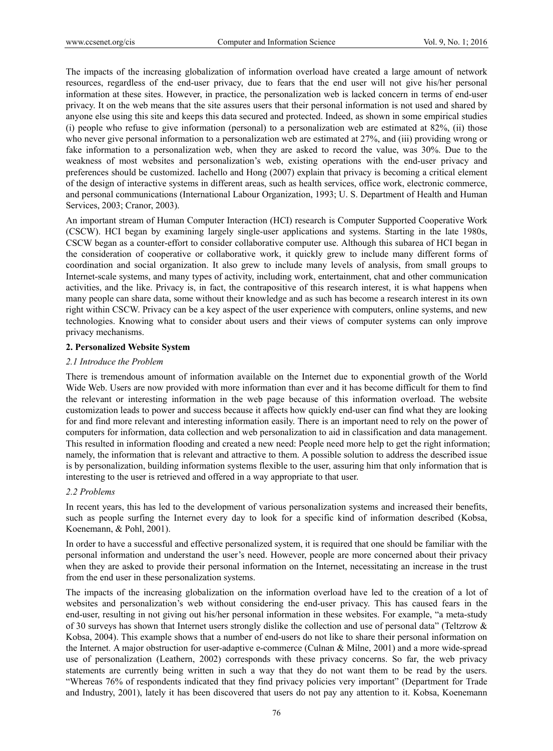The impacts of the increasing globalization of information overload have created a large amount of network resources, regardless of the end-user privacy, due to fears that the end user will not give his/her personal information at these sites. However, in practice, the personalization web is lacked concern in terms of end-user privacy. It on the web means that the site assures users that their personal information is not used and shared by anyone else using this site and keeps this data secured and protected. Indeed, as shown in some empirical studies (i) people who refuse to give information (personal) to a personalization web are estimated at 82%, (ii) those who never give personal information to a personalization web are estimated at 27%, and (iii) providing wrong or fake information to a personalization web, when they are asked to record the value, was 30%. Due to the weakness of most websites and personalization's web, existing operations with the end-user privacy and preferences should be customized. Iachello and Hong (2007) explain that privacy is becoming a critical element of the design of interactive systems in different areas, such as health services, office work, electronic commerce, and personal communications (International Labour Organization, 1993; U. S. Department of Health and Human Services, 2003; Cranor, 2003).

An important stream of Human Computer Interaction (HCI) research is Computer Supported Cooperative Work (CSCW). HCI began by examining largely single-user applications and systems. Starting in the late 1980s, CSCW began as a counter-effort to consider collaborative computer use. Although this subarea of HCI began in the consideration of cooperative or collaborative work, it quickly grew to include many different forms of coordination and social organization. It also grew to include many levels of analysis, from small groups to Internet-scale systems, and many types of activity, including work, entertainment, chat and other communication activities, and the like. Privacy is, in fact, the contrapositive of this research interest, it is what happens when many people can share data, some without their knowledge and as such has become a research interest in its own right within CSCW. Privacy can be a key aspect of the user experience with computers, online systems, and new technologies. Knowing what to consider about users and their views of computer systems can only improve privacy mechanisms.

## 2. Personalized Website System

### *2.1 Introduce the Problem*

There is tremendous amount of information available on the Internet due to exponential growth of the World Wide Web. Users are now provided with more information than ever and it has become difficult for them to find the relevant or interesting information in the web page because of this information overload. The website customization leads to power and success because it affects how quickly end-user can find what they are looking for and find more relevant and interesting information easily. There is an important need to rely on the power of computers for information, data collection and web personalization to aid in classification and data management. This resulted in information flooding and created a new need: People need more help to get the right information; namely, the information that is relevant and attractive to them. A possible solution to address the described issue is by personalization, building information systems flexible to the user, assuring him that only information that is interesting to the user is retrieved and offered in a way appropriate to that user.

### *2.2 Problems*

In recent years, this has led to the development of various personalization systems and increased their benefits, such as people surfing the Internet every day to look for a specific kind of information described (Kobsa, Koenemann, & Pohl, 2001).

In order to have a successful and effective personalized system, it is required that one should be familiar with the personal information and understand the user's need. However, people are more concerned about their privacy when they are asked to provide their personal information on the Internet, necessitating an increase in the trust from the end user in these personalization systems.

The impacts of the increasing globalization on the information overload have led to the creation of a lot of websites and personalization's web without considering the end-user privacy. This has caused fears in the end-user, resulting in not giving out his/her personal information in these websites. For example, "a meta-study of 30 surveys has shown that Internet users strongly dislike the collection and use of personal data" (Teltzrow & Kobsa, 2004). This example shows that a number of end-users do not like to share their personal information on the Internet. A major obstruction for user-adaptive e-commerce (Culnan & Milne, 2001) and a more wide-spread use of personalization (Leathern, 2002) corresponds with these privacy concerns. So far, the web privacy statements are currently being written in such a way that they do not want them to be read by the users. "Whereas 76% of respondents indicated that they find privacy policies very important" (Department for Trade and Industry, 2001), lately it has been discovered that users do not pay any attention to it. Kobsa, Koenemann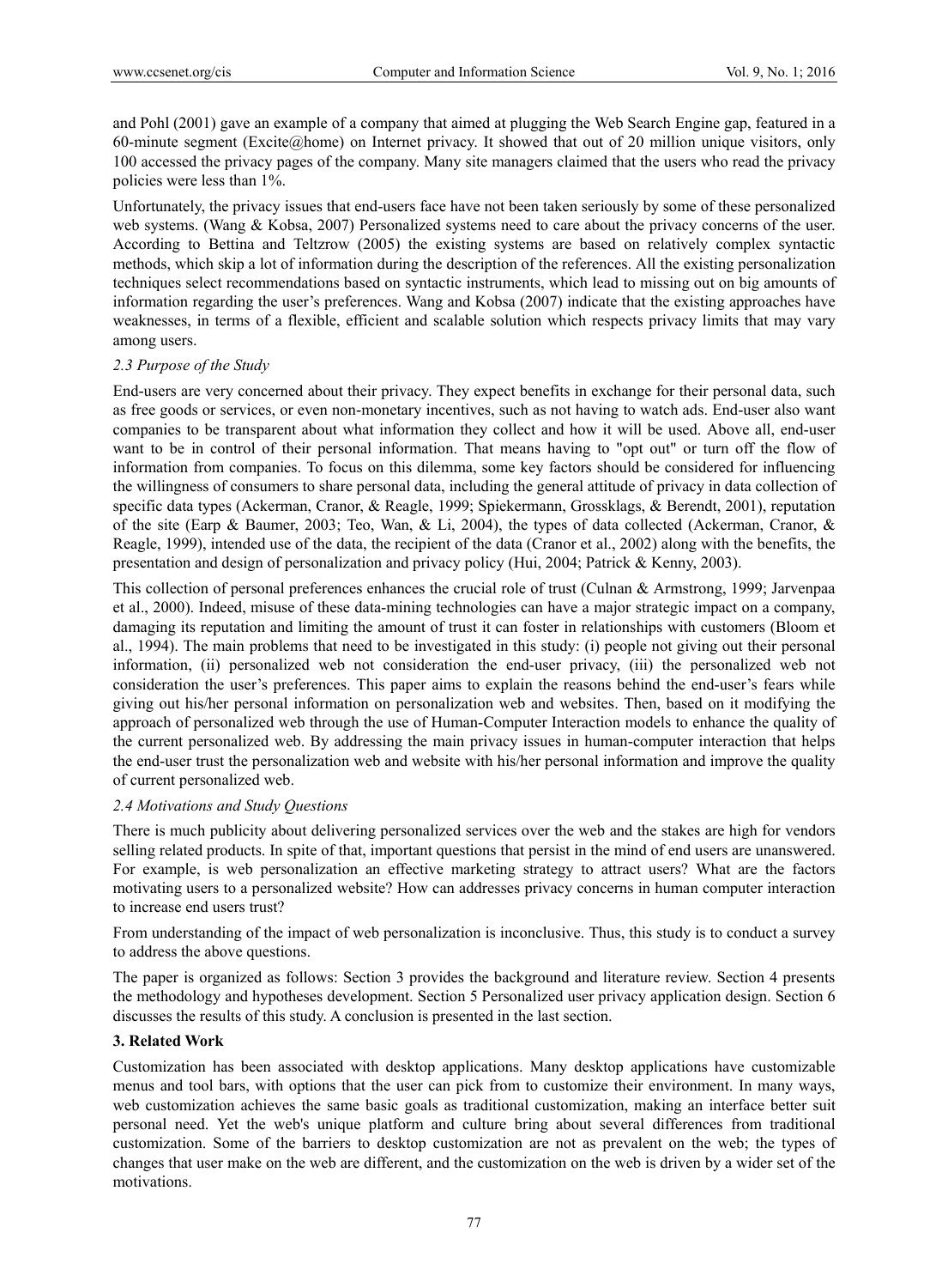and Pohl (2001) gave an example of a company that aimed at plugging the Web Search Engine gap, featured in a 60-minute segment (Excite@home) on Internet privacy. It showed that out of 20 million unique visitors, only 100 accessed the privacy pages of the company. Many site managers claimed that the users who read the privacy policies were less than 1%.

Unfortunately, the privacy issues that end-users face have not been taken seriously by some of these personalized web systems. (Wang & Kobsa, 2007) Personalized systems need to care about the privacy concerns of the user. According to Bettina and Teltzrow (2005) the existing systems are based on relatively complex syntactic methods, which skip a lot of information during the description of the references. All the existing personalization techniques select recommendations based on syntactic instruments, which lead to missing out on big amounts of information regarding the user's preferences. Wang and Kobsa (2007) indicate that the existing approaches have weaknesses, in terms of a flexible, efficient and scalable solution which respects privacy limits that may vary among users.

### *2.3 Purpose of the Study*

End-users are very concerned about their privacy. They expect benefits in exchange for their personal data, such as free goods or services, or even non-monetary incentives, such as not having to watch ads. End-user also want companies to be transparent about what information they collect and how it will be used. Above all, end-user want to be in control of their personal information. That means having to "opt out" or turn off the flow of information from companies. To focus on this dilemma, some key factors should be considered for influencing the willingness of consumers to share personal data, including the general attitude of privacy in data collection of specific data types (Ackerman, Cranor, & Reagle, 1999; Spiekermann, Grossklags, & Berendt, 2001), reputation of the site (Earp & Baumer, 2003; Teo, Wan, & Li, 2004), the types of data collected (Ackerman, Cranor, & Reagle, 1999), intended use of the data, the recipient of the data (Cranor et al., 2002) along with the benefits, the presentation and design of personalization and privacy policy (Hui, 2004; Patrick & Kenny, 2003).

This collection of personal preferences enhances the crucial role of trust (Culnan & Armstrong, 1999; Jarvenpaa et al., 2000). Indeed, misuse of these data-mining technologies can have a major strategic impact on a company, damaging its reputation and limiting the amount of trust it can foster in relationships with customers (Bloom et al., 1994). The main problems that need to be investigated in this study: (i) people not giving out their personal information, (ii) personalized web not consideration the end-user privacy, (iii) the personalized web not consideration the user's preferences. This paper aims to explain the reasons behind the end-user's fears while giving out his/her personal information on personalization web and websites. Then, based on it modifying the approach of personalized web through the use of Human-Computer Interaction models to enhance the quality of the current personalized web. By addressing the main privacy issues in human-computer interaction that helps the end-user trust the personalization web and website with his/her personal information and improve the quality of current personalized web.

### *2.4 Motivations and Study Questions*

There is much publicity about delivering personalized services over the web and the stakes are high for vendors selling related products. In spite of that, important questions that persist in the mind of end users are unanswered. For example, is web personalization an effective marketing strategy to attract users? What are the factors motivating users to a personalized website? How can addresses privacy concerns in human computer interaction to increase end users trust?

From understanding of the impact of web personalization is inconclusive. Thus, this study is to conduct a survey to address the above questions.

The paper is organized as follows: Section 3 provides the background and literature review. Section 4 presents the methodology and hypotheses development. Section 5 Personalized user privacy application design. Section 6 discusses the results of this study. A conclusion is presented in the last section.

## **3. Related Work**

Customization has been associated with desktop applications. Many desktop applications have customizable menus and tool bars, with options that the user can pick from to customize their environment. In many ways, web customization achieves the same basic goals as traditional customization, making an interface better suit personal need. Yet the web's unique platform and culture bring about several differences from traditional customization. Some of the barriers to desktop customization are not as prevalent on the web; the types of changes that user make on the web are different, and the customization on the web is driven by a wider set of the motivations.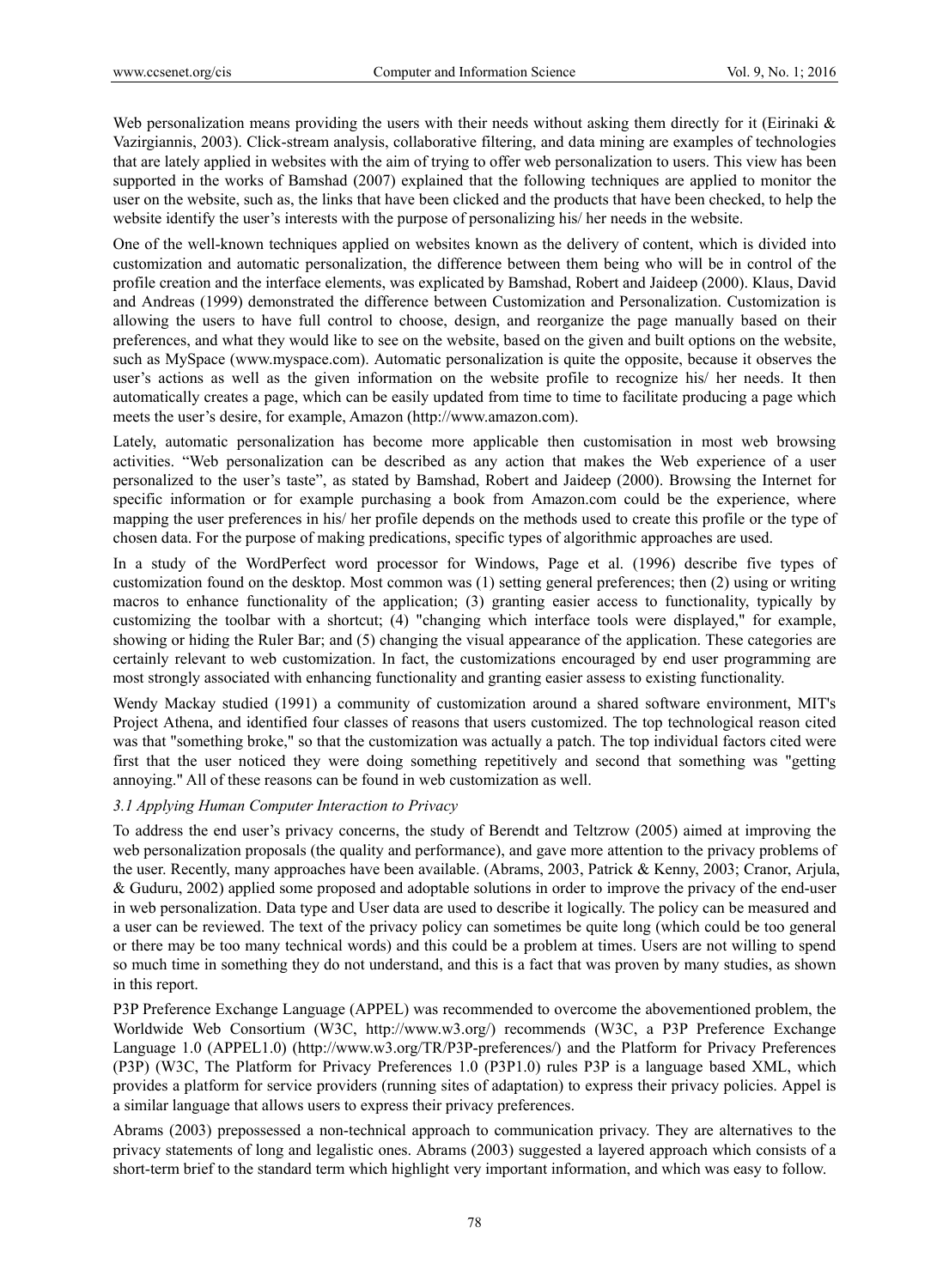Web personalization means providing the users with their needs without asking them directly for it (Eirinaki & Vazirgiannis, 2003). Click-stream analysis, collaborative filtering, and data mining are examples of technologies that are lately applied in websites with the aim of trying to offer web personalization to users. This view has been supported in the works of Bamshad (2007) explained that the following techniques are applied to monitor the user on the website, such as, the links that have been clicked and the products that have been checked, to help the website identify the user's interests with the purpose of personalizing his/ her needs in the website.

One of the well-known techniques applied on websites known as the delivery of content, which is divided into customization and automatic personalization, the difference between them being who will be in control of the profile creation and the interface elements, was explicated by Bamshad, Robert and Jaideep (2000). Klaus, David and Andreas (1999) demonstrated the difference between Customization and Personalization. Customization is allowing the users to have full control to choose, design, and reorganize the page manually based on their preferences, and what they would like to see on the website, based on the given and built options on the website, such as MySpace (www.myspace.com). Automatic personalization is quite the opposite, because it observes the user's actions as well as the given information on the website profile to recognize his/ her needs. It then automatically creates a page, which can be easily updated from time to time to facilitate producing a page which meets the user's desire, for example, Amazon (http://www.amazon.com).

Lately, automatic personalization has become more applicable then customisation in most web browsing activities. "Web personalization can be described as any action that makes the Web experience of a user personalized to the user's taste", as stated by Bamshad, Robert and Jaideep (2000). Browsing the Internet for specific information or for example purchasing a book from Amazon.com could be the experience, where mapping the user preferences in his/ her profile depends on the methods used to create this profile or the type of chosen data. For the purpose of making predications, specific types of algorithmic approaches are used.

In a study of the WordPerfect word processor for Windows, Page et al. (1996) describe five types of customization found on the desktop. Most common was (1) setting general preferences; then (2) using or writing macros to enhance functionality of the application; (3) granting easier access to functionality, typically by customizing the toolbar with a shortcut; (4) "changing which interface tools were displayed," for example, showing or hiding the Ruler Bar; and (5) changing the visual appearance of the application. These categories are certainly relevant to web customization. In fact, the customizations encouraged by end user programming are most strongly associated with enhancing functionality and granting easier assess to existing functionality.

Wendy Mackay studied (1991) a community of customization around a shared software environment, MIT's Project Athena, and identified four classes of reasons that users customized. The top technological reason cited was that "something broke," so that the customization was actually a patch. The top individual factors cited were first that the user noticed they were doing something repetitively and second that something was "getting annoying." All of these reasons can be found in web customization as well.

### *3.1 Applying Human Computer Interaction to Privacy*

To address the end user's privacy concerns, the study of Berendt and Teltzrow (2005) aimed at improving the web personalization proposals (the quality and performance), and gave more attention to the privacy problems of the user. Recently, many approaches have been available. (Abrams, 2003, Patrick & Kenny, 2003; Cranor, Arjula, & Guduru, 2002) applied some proposed and adoptable solutions in order to improve the privacy of the end-user in web personalization. Data type and User data are used to describe it logically. The policy can be measured and a user can be reviewed. The text of the privacy policy can sometimes be quite long (which could be too general or there may be too many technical words) and this could be a problem at times. Users are not willing to spend so much time in something they do not understand, and this is a fact that was proven by many studies, as shown in this report.

P3P Preference Exchange Language (APPEL) was recommended to overcome the abovementioned problem, the Worldwide Web Consortium (W3C, http://www.w3.org/) recommends (W3C, a P3P Preference Exchange Language 1.0 (APPEL1.0) (http://www.w3.org/TR/P3P-preferences/) and the Platform for Privacy Preferences (P3P) (W3C, The Platform for Privacy Preferences 1.0 (P3P1.0) rules P3P is a language based XML, which provides a platform for service providers (running sites of adaptation) to express their privacy policies. Appel is a similar language that allows users to express their privacy preferences.

Abrams (2003) prepossessed a non-technical approach to communication privacy. They are alternatives to the privacy statements of long and legalistic ones. Abrams (2003) suggested a layered approach which consists of a short-term brief to the standard term which highlight very important information, and which was easy to follow.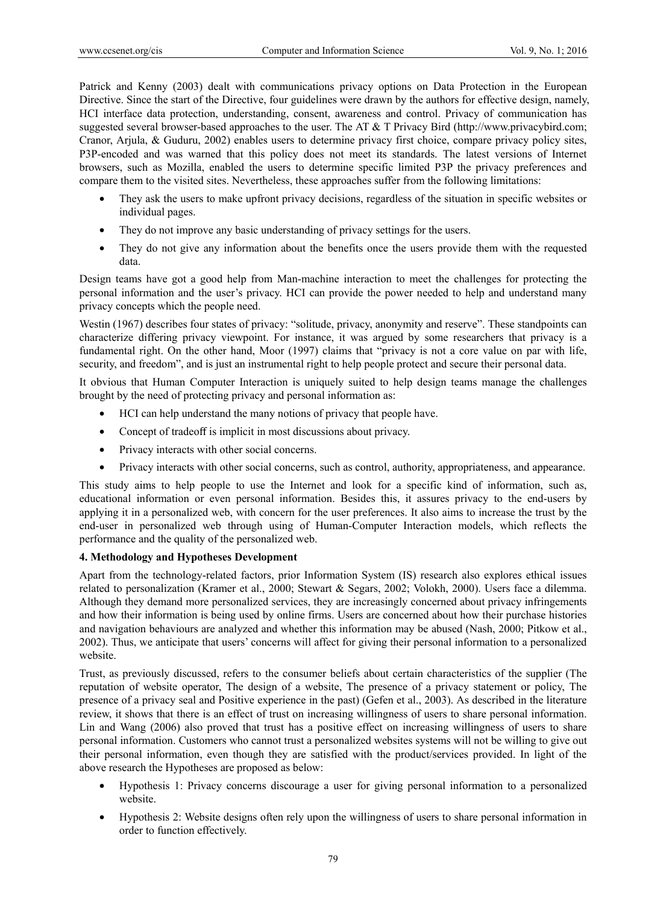Patrick and Kenny (2003) dealt with communications privacy options on Data Protection in the European Directive. Since the start of the Directive, four guidelines were drawn by the authors for effective design, namely, HCI interface data protection, understanding, consent, awareness and control. Privacy of communication has suggested several browser-based approaches to the user. The AT & T Privacy Bird (http://www.privacybird.com; Cranor, Arjula, & Guduru, 2002) enables users to determine privacy first choice, compare privacy policy sites, P3P-encoded and was warned that this policy does not meet its standards. The latest versions of Internet browsers, such as Mozilla, enabled the users to determine specific limited P3P the privacy preferences and compare them to the visited sites. Nevertheless, these approaches suffer from the following limitations:

- They ask the users to make upfront privacy decisions, regardless of the situation in specific websites or individual pages.
- They do not improve any basic understanding of privacy settings for the users.
- They do not give any information about the benefits once the users provide them with the requested data.

Design teams have got a good help from Man-machine interaction to meet the challenges for protecting the personal information and the user's privacy. HCI can provide the power needed to help and understand many privacy concepts which the people need.

Westin (1967) describes four states of privacy: "solitude, privacy, anonymity and reserve". These standpoints can characterize differing privacy viewpoint. For instance, it was argued by some researchers that privacy is a fundamental right. On the other hand, Moor (1997) claims that "privacy is not a core value on par with life, security, and freedom", and is just an instrumental right to help people protect and secure their personal data.

It obvious that Human Computer Interaction is uniquely suited to help design teams manage the challenges brought by the need of protecting privacy and personal information as:

- HCI can help understand the many notions of privacy that people have.
- Concept of tradeoff is implicit in most discussions about privacy.
- Privacy interacts with other social concerns.
- Privacy interacts with other social concerns, such as control, authority, appropriateness, and appearance.

This study aims to help people to use the Internet and look for a specific kind of information, such as, educational information or even personal information. Besides this, it assures privacy to the end-users by applying it in a personalized web, with concern for the user preferences. It also aims to increase the trust by the end-user in personalized web through using of Human-Computer Interaction models, which reflects the performance and the quality of the personalized web.

### 4. Methodology and Hypotheses Development

Apart from the technology-related factors, prior Information System (IS) research also explores ethical issues related to personalization (Kramer et al., 2000; Stewart & Segars, 2002; Volokh, 2000). Users face a dilemma. Although they demand more personalized services, they are increasingly concerned about privacy infringements and how their information is being used by online firms. Users are concerned about how their purchase histories and navigation behaviours are analyzed and whether this information may be abused (Nash, 2000; Pitkow et al., 2002). Thus, we anticipate that users' concerns will affect for giving their personal information to a personalized website.

Trust, as previously discussed, refers to the consumer beliefs about certain characteristics of the supplier (The reputation of website operator, The design of a website, The presence of a privacy statement or policy, The presence of a privacy seal and Positive experience in the past) (Gefen et al., 2003). As described in the literature review, it shows that there is an effect of trust on increasing willingness of users to share personal information. Lin and Wang (2006) also proved that trust has a positive effect on increasing willingness of users to share personal information. Customers who cannot trust a personalized websites systems will not be willing to give out their personal information, even though they are satisfied with the product/services provided. In light of the above research the Hypotheses are proposed as below:

- Hypothesis 1: Privacy concerns discourage a user for giving personal information to a personalized website.
- Hypothesis 2: Website designs often rely upon the willingness of users to share personal information in order to function effectively.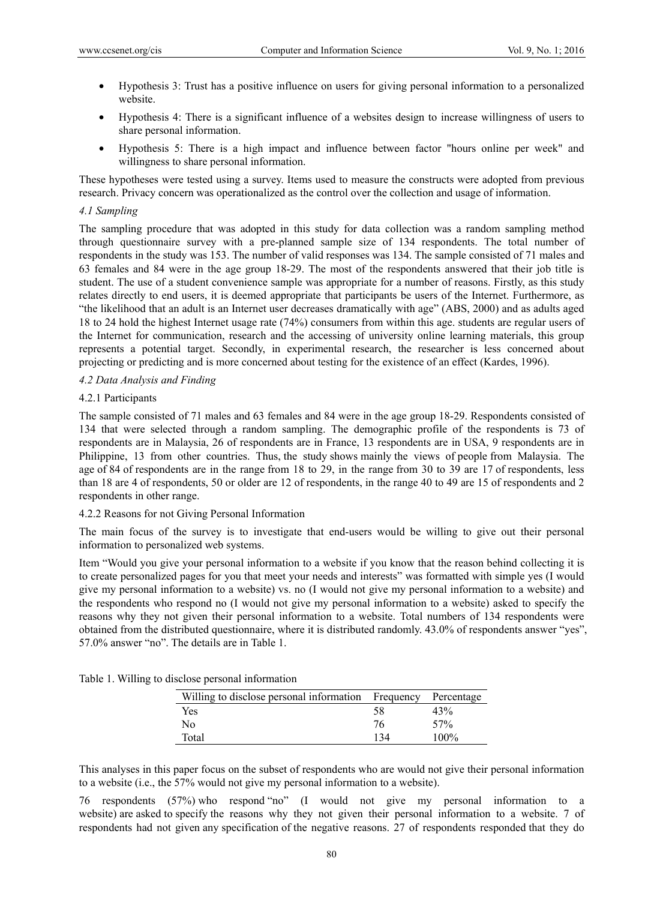- Hypothesis 3: Trust has a positive influence on users for giving personal information to a personalized website.
- Hypothesis 4: There is a significant influence of a websites design to increase willingness of users to share personal information.
- Hypothesis 5: There is a high impact and influence between factor "hours online per week" and willingness to share personal information.

These hypotheses were tested using a survey. Items used to measure the constructs were adopted from previous research. Privacy concern was operationalized as the control over the collection and usage of information.

### *4.1 Sampling*

The sampling procedure that was adopted in this study for data collection was a random sampling method through questionnaire survey with a pre-planned sample size of 134 respondents. The total number of respondents in the study was 153. The number of valid responses was 134. The sample consisted of 71 males and 63 females and 84 were in the age group 18-29. The most of the respondents answered that their job title is student. The use of a student convenience sample was appropriate for a number of reasons. Firstly, as this study relates directly to end users, it is deemed appropriate that participants be users of the Internet. Furthermore, as "the likelihood that an adult is an Internet user decreases dramatically with age" (ABS, 2000) and as adults aged 18 to 24 hold the highest Internet usage rate (74%) consumers from within this age. students are regular users of the Internet for communication, research and the accessing of university online learning materials, this group represents a potential target. Secondly, in experimental research, the researcher is less concerned about projecting or predicting and is more concerned about testing for the existence of an effect (Kardes, 1996).

### *4.2 Data Analysis and Finding*

#### 4.2.1 Participants

The sample consisted of 71 males and 63 females and 84 were in the age group 18-29. Respondents consisted of 134 that were selected through a random sampling. The demographic profile of the respondents is 73 of respondents are in Malaysia, 26 of respondents are in France, 13 respondents are in USA, 9 respondents are in Philippine, 13 from other countries. Thus, the study shows mainly the views of people from Malaysia. The age of 84 of respondents are in the range from 18 to 29, in the range from 30 to 39 are 17 of respondents, less than 18 are 4 of respondents, 50 or older are 12 of respondents, in the range 40 to 49 are 15 of respondents and 2 respondents in other range.

#### 4.2.2 Reasons for not Giving Personal Information

The main focus of the survey is to investigate that end-users would be willing to give out their personal information to personalized web systems.

Item "Would you give your personal information to a website if you know that the reason behind collecting it is to create personalized pages for you that meet your needs and interests" was formatted with simple yes (I would give my personal information to a website) vs. no (I would not give my personal information to a website) and the respondents who respond no (I would not give my personal information to a website) asked to specify the reasons why they not given their personal information to a website. Total numbers of 134 respondents were obtained from the distributed questionnaire, where it is distributed randomly. 43.0% of respondents answer "yes", 57.0% answer "no". The details are in Table 1.

Table 1. Willing to disclose personal information

| Willing to disclose personal information | Frequency | Percentage |
|---|---|---|
| Yes | 58 | 43% |
| No | 76 | 57% |
| Total | 134 | 100% |

This analyses in this paper focus on the subset of respondents who are would not give their personal information to a website (i.e., the 57% would not give my personal information to a website).

76 respondents (57%) who respond "no" (I would not give my personal information to a website) are asked to specify the reasons why they not given their personal information to a website. 7 of respondents had not given any specification of the negative reasons. 27 of respondents responded that they do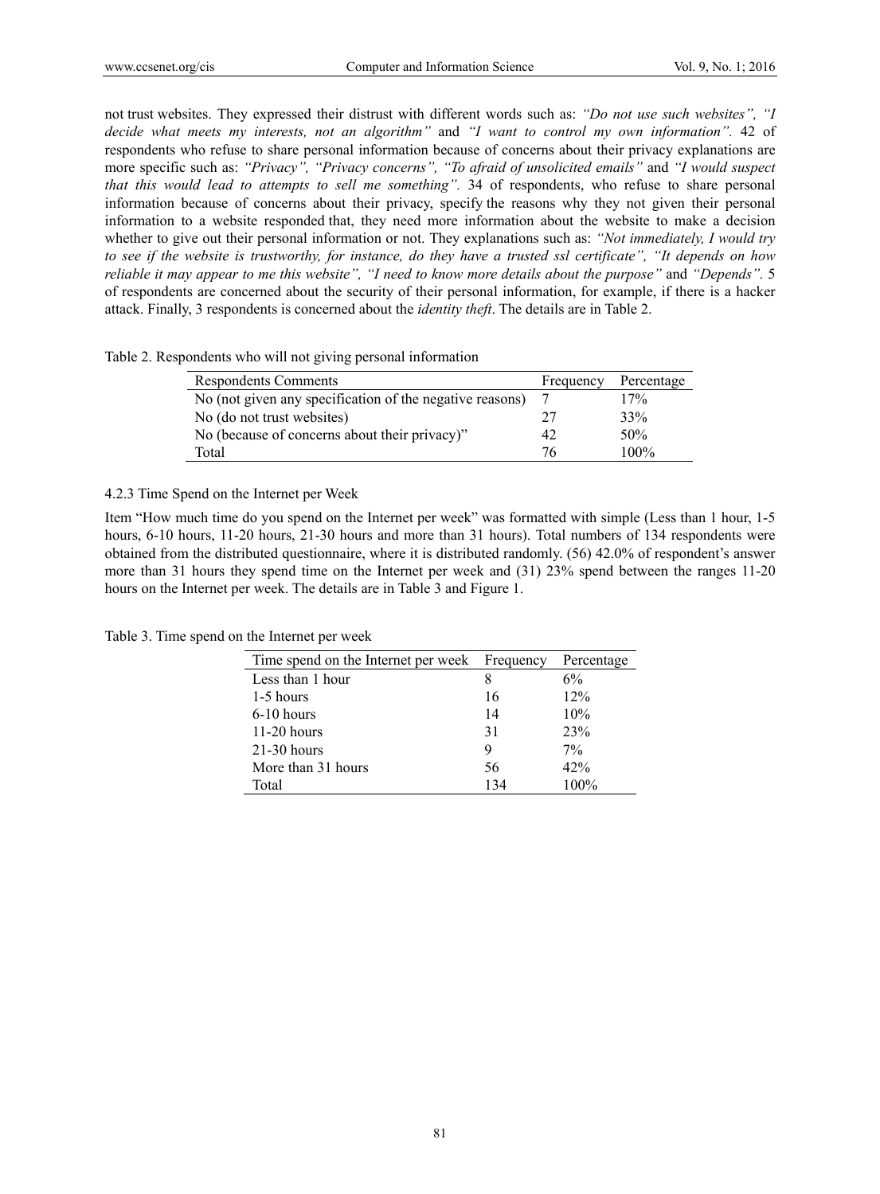not trust websites. They expressed their distrust with different words such as: *"Do not use such websites", "I decide what meets my interests, not an algorithm"* and *"I want to control my own information".* 42 of respondents who refuse to share personal information because of concerns about their privacy explanations are more specific such as: *"Privacy", "Privacy concerns", "To afraid of unsolicited emails"* and *"I would suspect that this would lead to attempts to sell me something".* 34 of respondents, who refuse to share personal information because of concerns about their privacy, specify the reasons why they not given their personal information to a website responded that, they need more information about the website to make a decision whether to give out their personal information or not. They explanations such as: *"Not immediately, I would try to see if the website is trustworthy, for instance, do they have a trusted ssl certificate", "It depends on how reliable it may appear to me this website", "I need to know more details about the purpose"* and *"Depends".* 5 of respondents are concerned about the security of their personal information, for example, if there is a hacker attack. Finally, 3 respondents is concerned about the *identity theft*. The details are in Table 2.

Table 2. Respondents who will not giving personal information

| Respondents Comments | Frequency | Percentage |
|---|---|---|
| No (not given any specification of the negative reasons) | 7 | 17% |
| No (do not trust websites) | 27 | 33% |
| No (because of concerns about their privacy)" | 42 | 50% |
| Total | 76 | 100% |

#### 4.2.3 Time Spend on the Internet per Week

Item "How much time do you spend on the Internet per week" was formatted with simple (Less than 1 hour, 1-5 hours, 6-10 hours, 11-20 hours, 21-30 hours and more than 31 hours). Total numbers of 134 respondents were obtained from the distributed questionnaire, where it is distributed randomly. (56) 42.0% of respondent's answer more than 31 hours they spend time on the Internet per week and (31) 23% spend between the ranges 11-20 hours on the Internet per week. The details are in Table 3 and Figure 1.

Table 3. Time spend on the Internet per week

| Time spend on the Internet per week | Frequency | Percentage |
|---|---|---|
| Less than 1 hour | 8 | 6% |
| 1-5 hours | 16 | 12% |
| 6-10 hours | 14 | 10% |
| 11-20 hours | 31 | 23% |
| 21-30 hours | 9 | 7% |
| More than 31 hours | 56 | 42% |
| Total | 134 | 100% |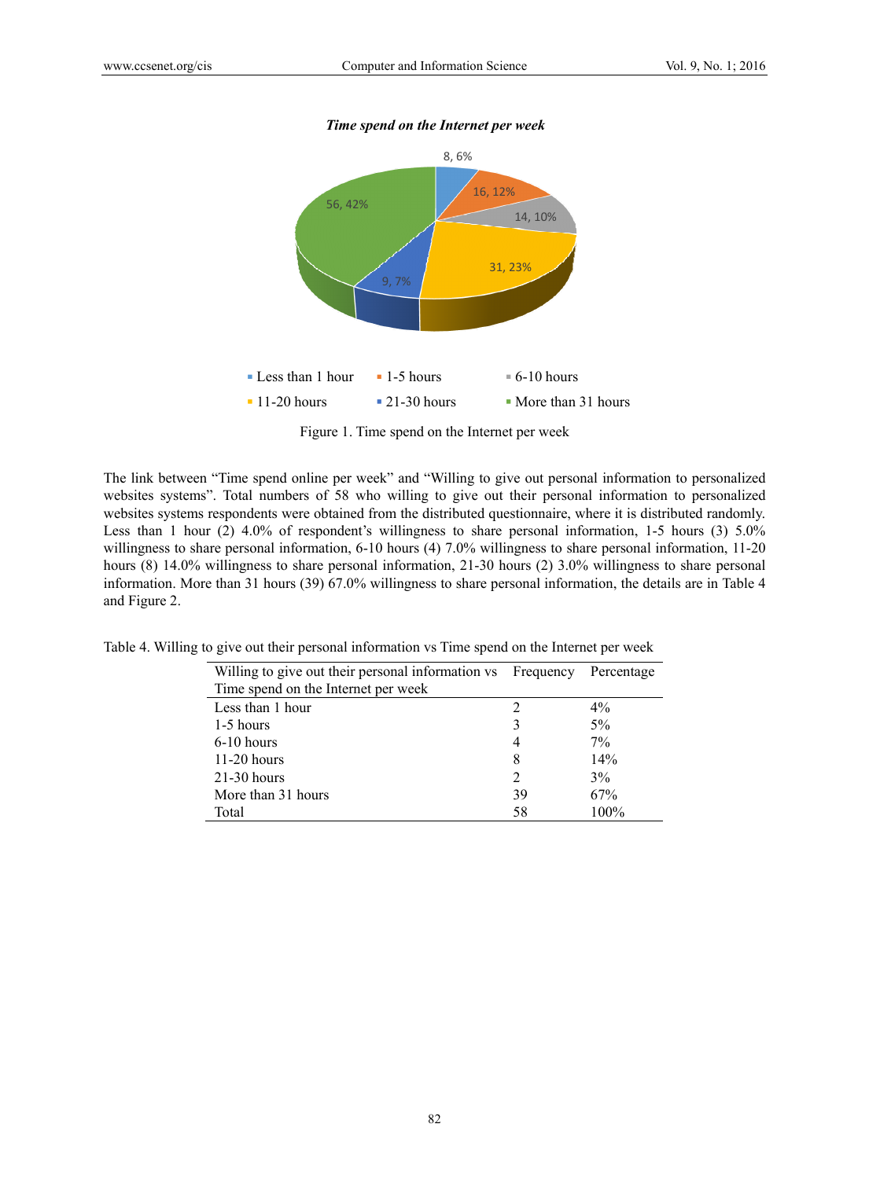*Time spend on the Internet per week*

8, 6%
16, 12%
14, 10%
31, 23%
9, 7%
56, 42%

Less than 1 hour · 1-5 hours · 6-10 hours · 11-20 hours · 21-30 hours · More than 31 hours

Figure 1. Time spend on the Internet per week

The link between "Time spend online per week" and "Willing to give out personal information to personalized websites systems". Total numbers of 58 who willing to give out their personal information to personalized websites systems respondents were obtained from the distributed questionnaire, where it is distributed randomly. Less than 1 hour (2) 4.0% of respondent's willingness to share personal information, 1-5 hours (3) 5.0% willingness to share personal information, 6-10 hours (4) 7.0% willingness to share personal information, 11-20 hours (8) 14.0% willingness to share personal information, 21-30 hours (2) 3.0% willingness to share personal information. More than 31 hours (39) 67.0% willingness to share personal information, the details are in Table 4 and Figure 2.

Table 4. Willing to give out their personal information vs Time spend on the Internet per week

| Willing to give out their personal information vs Time spend on the Internet per week | Frequency | Percentage |
|---|---|---|
| Less than 1 hour | 2 | 4% |
| 1-5 hours | 3 | 5% |
| 6-10 hours | 4 | 7% |
| 11-20 hours | 8 | 14% |
| 21-30 hours | 2 | 3% |
| More than 31 hours | 39 | 67% |
| Total | 58 | 100% |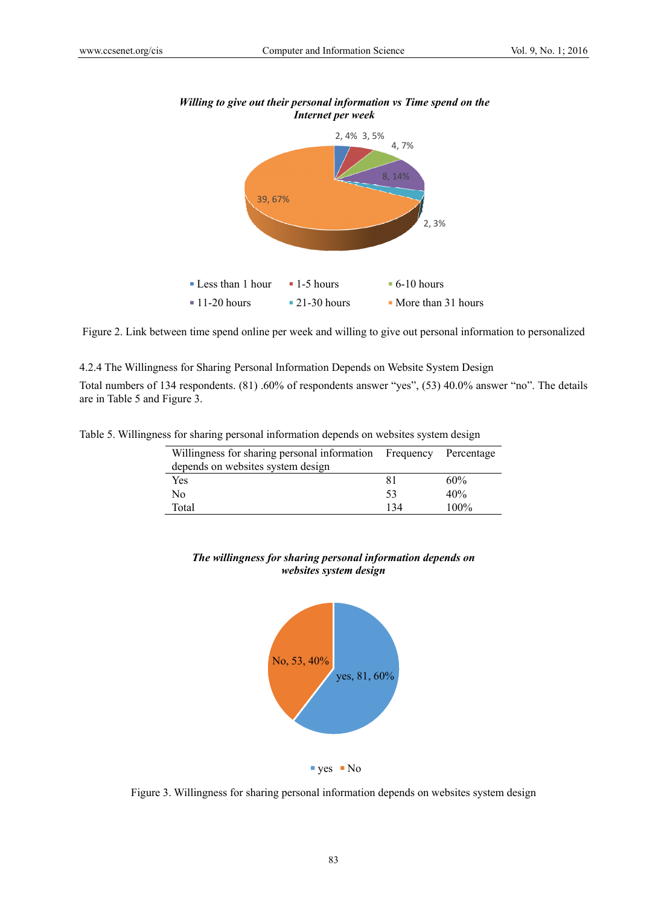*Willing to give out their personal information vs Time spend on the Internet per week*

2, 4% 3, 5% 4, 7% 8, 14% 2, 3% 39, 67%

Less than 1 hour, 1-5 hours, 6-10 hours, 11-20 hours, 21-30 hours, More than 31 hours

Figure 2. Link between time spend online per week and willing to give out personal information to personalized

4.2.4 The Willingness for Sharing Personal Information Depends on Website System Design

Total numbers of 134 respondents. (81) .60% of respondents answer "yes", (53) 40.0% answer "no". The details are in Table 5 and Figure 3.

Table 5. Willingness for sharing personal information depends on websites system design

| Willingness for sharing personal information depends on websites system design | Frequency | Percentage |
|---|---|---|
| Yes | 81 | 60% |
| No | 53 | 40% |
| Total | 134 | 100% |

*The willingness for sharing personal information depends on websites system design*

No, 53, 40% yes, 81, 60%

yes No

Figure 3. Willingness for sharing personal information depends on websites system design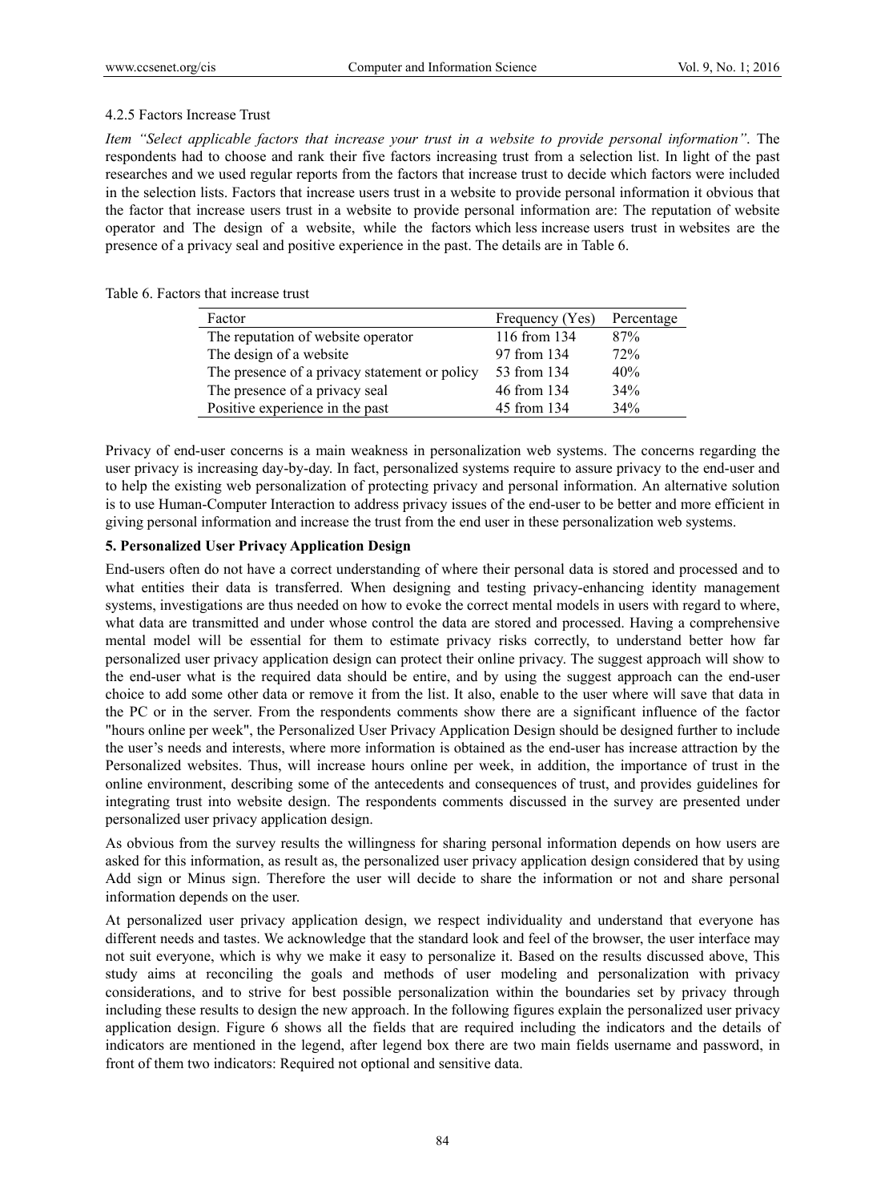#### 4.2.5 Factors Increase Trust

*Item "Select applicable factors that increase your trust in a website to provide personal information"*. The respondents had to choose and rank their five factors increasing trust from a selection list. In light of the past researches and we used regular reports from the factors that increase trust to decide which factors were included in the selection lists. Factors that increase users trust in a website to provide personal information it obvious that the factor that increase users trust in a website to provide personal information are: The reputation of website operator and The design of a website, while the factors which less increase users trust in websites are the presence of a privacy seal and positive experience in the past. The details are in Table 6.

Table 6. Factors that increase trust

| Factor | Frequency (Yes) | Percentage |
|---|---|---|
| The reputation of website operator | 116 from 134 | 87% |
| The design of a website | 97 from 134 | 72% |
| The presence of a privacy statement or policy | 53 from 134 | 40% |
| The presence of a privacy seal | 46 from 134 | 34% |
| Positive experience in the past | 45 from 134 | 34% |

Privacy of end-user concerns is a main weakness in personalization web systems. The concerns regarding the user privacy is increasing day-by-day. In fact, personalized systems require to assure privacy to the end-user and to help the existing web personalization of protecting privacy and personal information. An alternative solution is to use Human-Computer Interaction to address privacy issues of the end-user to be better and more efficient in giving personal information and increase the trust from the end user in these personalization web systems.

## 5. Personalized User Privacy Application Design

End-users often do not have a correct understanding of where their personal data is stored and processed and to what entities their data is transferred. When designing and testing privacy-enhancing identity management systems, investigations are thus needed on how to evoke the correct mental models in users with regard to where, what data are transmitted and under whose control the data are stored and processed. Having a comprehensive mental model will be essential for them to estimate privacy risks correctly, to understand better how far personalized user privacy application design can protect their online privacy. The suggest approach will show to the end-user what is the required data should be entire, and by using the suggest approach can the end-user choice to add some other data or remove it from the list. It also, enable to the user where will save that data in the PC or in the server. From the respondents comments show there are a significant influence of the factor "hours online per week", the Personalized User Privacy Application Design should be designed further to include the user's needs and interests, where more information is obtained as the end-user has increase attraction by the Personalized websites. Thus, will increase hours online per week, in addition, the importance of trust in the online environment, describing some of the antecedents and consequences of trust, and provides guidelines for integrating trust into website design. The respondents comments discussed in the survey are presented under personalized user privacy application design.

As obvious from the survey results the willingness for sharing personal information depends on how users are asked for this information, as result as, the personalized user privacy application design considered that by using Add sign or Minus sign. Therefore the user will decide to share the information or not and share personal information depends on the user.

At personalized user privacy application design, we respect individuality and understand that everyone has different needs and tastes. We acknowledge that the standard look and feel of the browser, the user interface may not suit everyone, which is why we make it easy to personalize it. Based on the results discussed above, This study aims at reconciling the goals and methods of user modeling and personalization with privacy considerations, and to strive for best possible personalization within the boundaries set by privacy through including these results to design the new approach. In the following figures explain the personalized user privacy application design. Figure 6 shows all the fields that are required including the indicators and the details of indicators are mentioned in the legend, after legend box there are two main fields username and password, in front of them two indicators: Required not optional and sensitive data.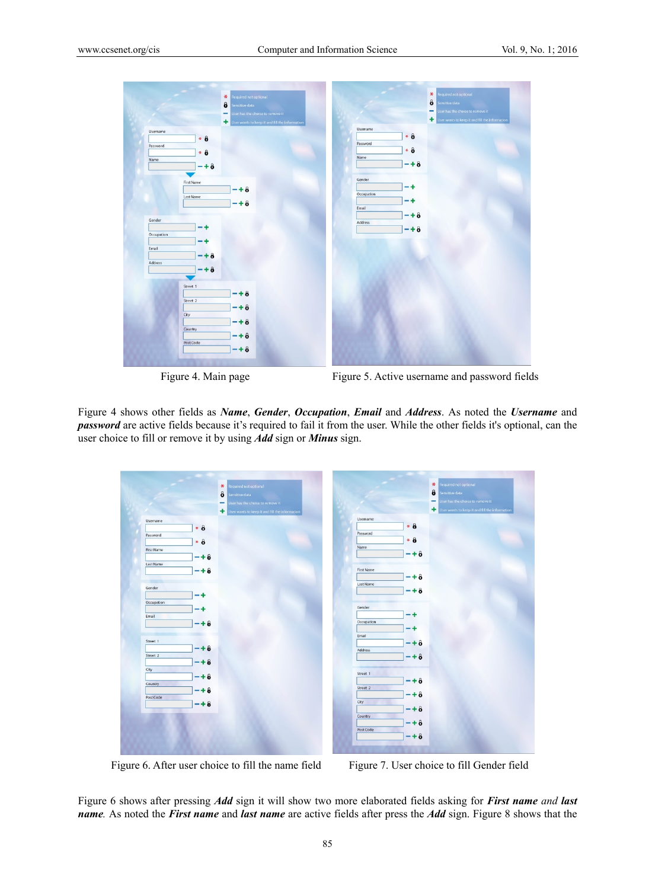Figure 4. Main page

Figure 5. Active username and password fields

Figure 4 shows other fields as ***Name***, ***Gender***, ***Occupation***, ***Email*** and ***Address***. As noted the ***Username*** and ***password*** are active fields because it's required to fail it from the user. While the other fields it's optional, can the user choice to fill or remove it by using ***Add*** sign or ***Minus*** sign.

Figure 6. After user choice to fill the name field

Figure 7. User choice to fill Gender field

Figure 6 shows after pressing ***Add*** sign it will show two more elaborated fields asking for ***First name*** *and* ***last name****.* As noted the ***First name*** and ***last name*** are active fields after press the ***Add*** sign. Figure 8 shows that the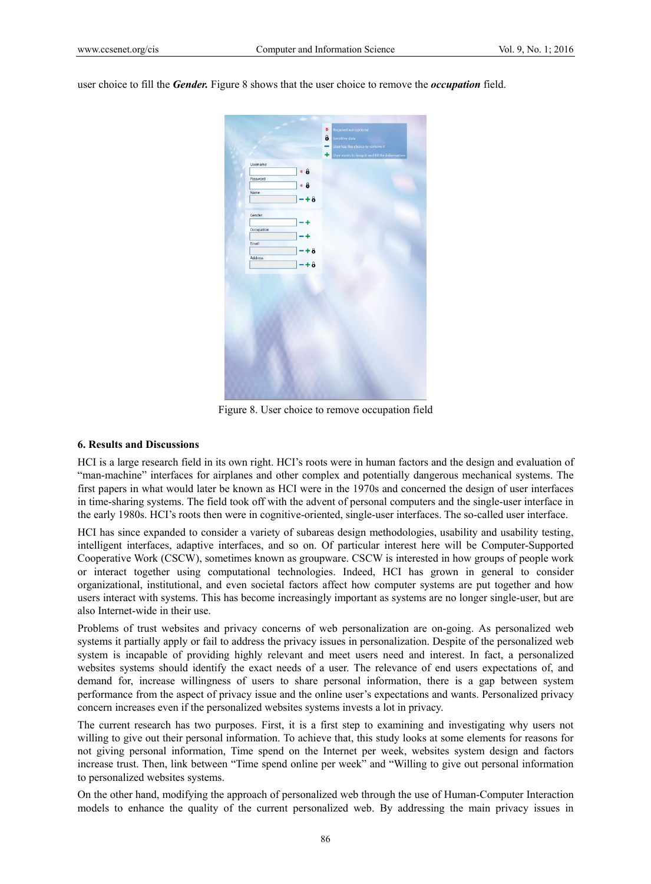user choice to fill the ***Gender.*** Figure 8 shows that the user choice to remove the ***occupation*** field.

Figure 8. User choice to remove occupation field

### 6. Results and Discussions

HCI is a large research field in its own right. HCI's roots were in human factors and the design and evaluation of "man-machine" interfaces for airplanes and other complex and potentially dangerous mechanical systems. The first papers in what would later be known as HCI were in the 1970s and concerned the design of user interfaces in time-sharing systems. The field took off with the advent of personal computers and the single-user interface in the early 1980s. HCI's roots then were in cognitive-oriented, single-user interfaces. The so-called user interface.

HCI has since expanded to consider a variety of subareas design methodologies, usability and usability testing, intelligent interfaces, adaptive interfaces, and so on. Of particular interest here will be Computer-Supported Cooperative Work (CSCW), sometimes known as groupware. CSCW is interested in how groups of people work or interact together using computational technologies. Indeed, HCI has grown in general to consider organizational, institutional, and even societal factors affect how computer systems are put together and how users interact with systems. This has become increasingly important as systems are no longer single-user, but are also Internet-wide in their use.

Problems of trust websites and privacy concerns of web personalization are on-going. As personalized web systems it partially apply or fail to address the privacy issues in personalization. Despite of the personalized web system is incapable of providing highly relevant and meet users need and interest. In fact, a personalized websites systems should identify the exact needs of a user. The relevance of end users expectations of, and demand for, increase willingness of users to share personal information, there is a gap between system performance from the aspect of privacy issue and the online user's expectations and wants. Personalized privacy concern increases even if the personalized websites systems invests a lot in privacy.

The current research has two purposes. First, it is a first step to examining and investigating why users not willing to give out their personal information. To achieve that, this study looks at some elements for reasons for not giving personal information, Time spend on the Internet per week, websites system design and factors increase trust. Then, link between "Time spend online per week" and "Willing to give out personal information to personalized websites systems.

On the other hand, modifying the approach of personalized web through the use of Human-Computer Interaction models to enhance the quality of the current personalized web. By addressing the main privacy issues in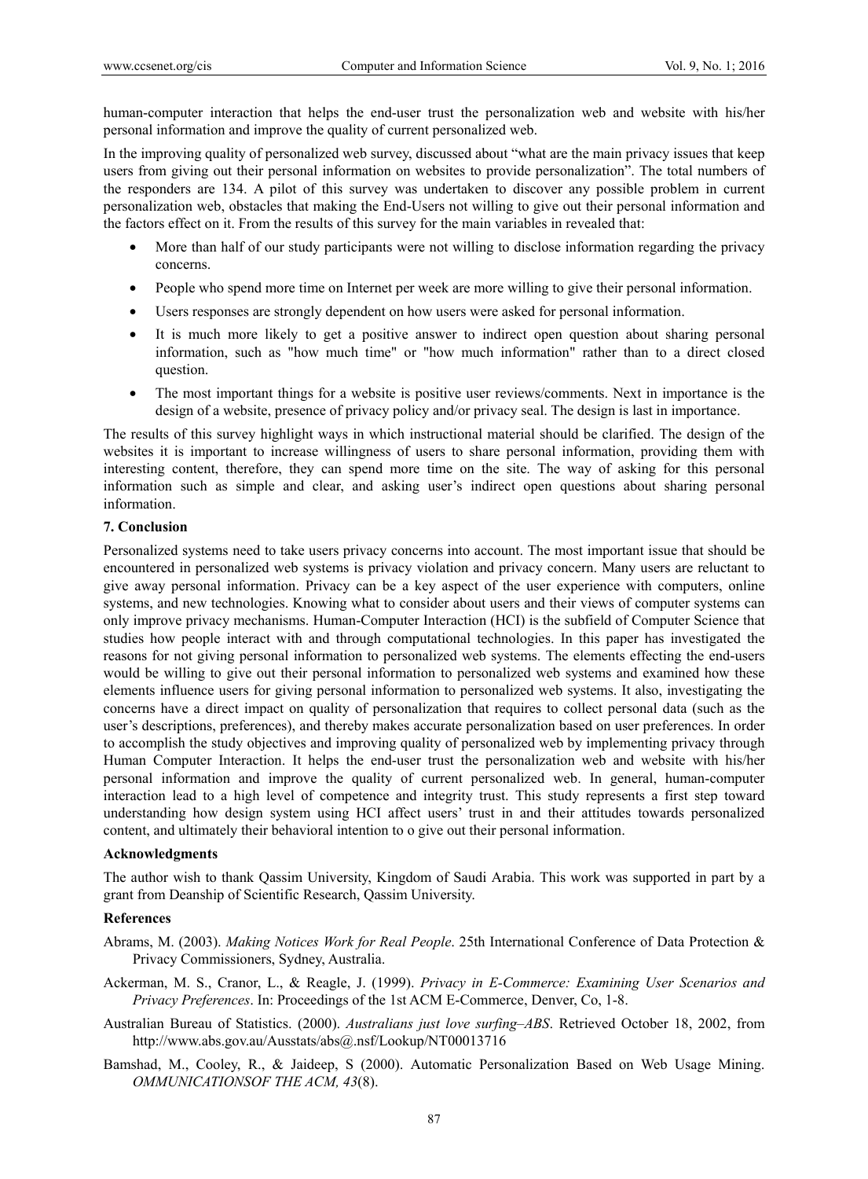human-computer interaction that helps the end-user trust the personalization web and website with his/her personal information and improve the quality of current personalized web.

In the improving quality of personalized web survey, discussed about "what are the main privacy issues that keep users from giving out their personal information on websites to provide personalization". The total numbers of the responders are 134. A pilot of this survey was undertaken to discover any possible problem in current personalization web, obstacles that making the End-Users not willing to give out their personal information and the factors effect on it. From the results of this survey for the main variables in revealed that:

- More than half of our study participants were not willing to disclose information regarding the privacy concerns.
- People who spend more time on Internet per week are more willing to give their personal information.
- Users responses are strongly dependent on how users were asked for personal information.
- It is much more likely to get a positive answer to indirect open question about sharing personal information, such as "how much time" or "how much information" rather than to a direct closed question.
- The most important things for a website is positive user reviews/comments. Next in importance is the design of a website, presence of privacy policy and/or privacy seal. The design is last in importance.

The results of this survey highlight ways in which instructional material should be clarified. The design of the websites it is important to increase willingness of users to share personal information, providing them with interesting content, therefore, they can spend more time on the site. The way of asking for this personal information such as simple and clear, and asking user's indirect open questions about sharing personal information.

## 7. Conclusion

Personalized systems need to take users privacy concerns into account. The most important issue that should be encountered in personalized web systems is privacy violation and privacy concern. Many users are reluctant to give away personal information. Privacy can be a key aspect of the user experience with computers, online systems, and new technologies. Knowing what to consider about users and their views of computer systems can only improve privacy mechanisms. Human-Computer Interaction (HCI) is the subfield of Computer Science that studies how people interact with and through computational technologies. In this paper has investigated the reasons for not giving personal information to personalized web systems. The elements effecting the end-users would be willing to give out their personal information to personalized web systems and examined how these elements influence users for giving personal information to personalized web systems. It also, investigating the concerns have a direct impact on quality of personalization that requires to collect personal data (such as the user's descriptions, preferences), and thereby makes accurate personalization based on user preferences. In order to accomplish the study objectives and improving quality of personalized web by implementing privacy through Human Computer Interaction. It helps the end-user trust the personalization web and website with his/her personal information and improve the quality of current personalized web. In general, human-computer interaction lead to a high level of competence and integrity trust. This study represents a first step toward understanding how design system using HCI affect users' trust in and their attitudes towards personalized content, and ultimately their behavioral intention to o give out their personal information.

### Acknowledgments

The author wish to thank Qassim University, Kingdom of Saudi Arabia. This work was supported in part by a grant from Deanship of Scientific Research, Qassim University.

### References

Abrams, M. (2003). *Making Notices Work for Real People*. 25th International Conference of Data Protection & Privacy Commissioners, Sydney, Australia.

Ackerman, M. S., Cranor, L., & Reagle, J. (1999). *Privacy in E-Commerce: Examining User Scenarios and Privacy Preferences*. In: Proceedings of the 1st ACM E-Commerce, Denver, Co, 1-8.

Australian Bureau of Statistics. (2000). *Australians just love surfing–ABS*. Retrieved October 18, 2002, from http://www.abs.gov.au/Ausstats/abs@.nsf/Lookup/NT00013716

Bamshad, M., Cooley, R., & Jaideep, S (2000). Automatic Personalization Based on Web Usage Mining. *OMMUNICATIONSOF THE ACM, 43*(8).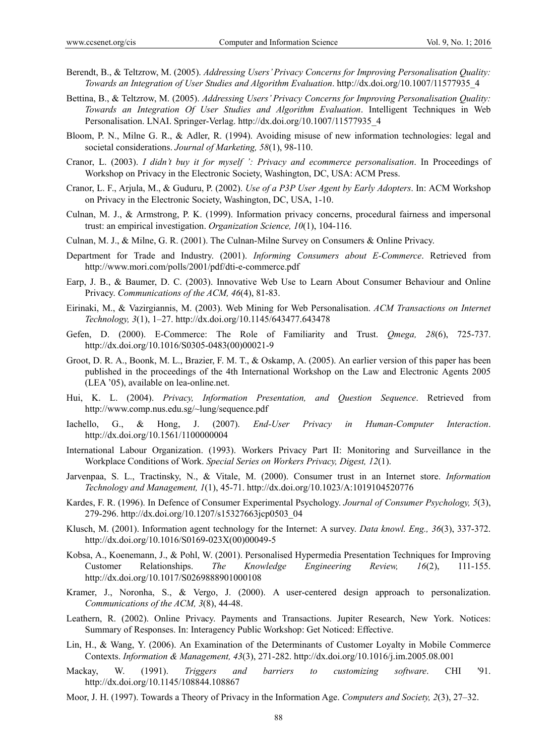Berendt, B., & Teltzrow, M. (2005). *Addressing Users' Privacy Concerns for Improving Personalisation Quality: Towards an Integration of User Studies and Algorithm Evaluation*. http://dx.doi.org/10.1007/11577935_4

Bettina, B., & Teltzrow, M. (2005). *Addressing Users' Privacy Concerns for Improving Personalisation Quality: Towards an Integration Of User Studies and Algorithm Evaluation*. Intelligent Techniques in Web Personalisation. LNAI. Springer-Verlag. http://dx.doi.org/10.1007/11577935_4

Bloom, P. N., Milne G. R., & Adler, R. (1994). Avoiding misuse of new information technologies: legal and societal considerations. *Journal of Marketing, 58*(1), 98-110.

Cranor, L. (2003). *I didn't buy it for myself ': Privacy and ecommerce personalisation*. In Proceedings of Workshop on Privacy in the Electronic Society, Washington, DC, USA: ACM Press.

Cranor, L. F., Arjula, M., & Guduru, P. (2002). *Use of a P3P User Agent by Early Adopters*. In: ACM Workshop on Privacy in the Electronic Society, Washington, DC, USA, 1-10.

Culnan, M. J., & Armstrong, P. K. (1999). Information privacy concerns, procedural fairness and impersonal trust: an empirical investigation. *Organization Science, 10*(1), 104-116.

Culnan, M. J., & Milne, G. R. (2001). The Culnan-Milne Survey on Consumers & Online Privacy.

Department for Trade and Industry. (2001). *Informing Consumers about E-Commerce*. Retrieved from http://www.mori.com/polls/2001/pdf/dti-e-commerce.pdf

Earp, J. B., & Baumer, D. C. (2003). Innovative Web Use to Learn About Consumer Behaviour and Online Privacy. *Communications of the ACM, 46*(4), 81-83.

Eirinaki, M., & Vazirgiannis, M. (2003). Web Mining for Web Personalisation. *ACM Transactions on Internet Technology, 3*(1), 1–27. http://dx.doi.org/10.1145/643477.643478

Gefen, D. (2000). E-Commerce: The Role of Familiarity and Trust. *Qmega, 28*(6), 725-737. http://dx.doi.org/10.1016/S0305-0483(00)00021-9

Groot, D. R. A., Boonk, M. L., Brazier, F. M. T., & Oskamp, A. (2005). An earlier version of this paper has been published in the proceedings of the 4th International Workshop on the Law and Electronic Agents 2005 (LEA '05), available on lea-online.net.

Hui, K. L. (2004). *Privacy, Information Presentation, and Question Sequence*. Retrieved from http://www.comp.nus.edu.sg/~lung/sequence.pdf

Iachello, G., & Hong, J. (2007). *End-User Privacy in Human-Computer Interaction*. http://dx.doi.org/10.1561/1100000004

International Labour Organization. (1993). Workers Privacy Part II: Monitoring and Surveillance in the Workplace Conditions of Work. *Special Series on Workers Privacy, Digest, 12*(1).

Jarvenpaa, S. L., Tractinsky, N., & Vitale, M. (2000). Consumer trust in an Internet store. *Information Technology and Management, 1*(1), 45-71. http://dx.doi.org/10.1023/A:1019104520776

Kardes, F. R. (1996). In Defence of Consumer Experimental Psychology. *Journal of Consumer Psychology, 5*(3), 279-296. http://dx.doi.org/10.1207/s15327663jcp0503_04

Klusch, M. (2001). Information agent technology for the Internet: A survey. *Data knowl. Eng., 36*(3), 337-372. http://dx.doi.org/10.1016/S0169-023X(00)00049-5

Kobsa, A., Koenemann, J., & Pohl, W. (2001). Personalised Hypermedia Presentation Techniques for Improving Customer Relationships. *The Knowledge Engineering Review, 16*(2), 111-155. http://dx.doi.org/10.1017/S0269888901000108

Kramer, J., Noronha, S., & Vergo, J. (2000). A user-centered design approach to personalization. *Communications of the ACM, 3*(8), 44-48.

Leathern, R. (2002). Online Privacy. Payments and Transactions. Jupiter Research, New York. Notices: Summary of Responses. In: Interagency Public Workshop: Get Noticed: Effective.

Lin, H., & Wang, Y. (2006). An Examination of the Determinants of Customer Loyalty in Mobile Commerce Contexts. *Information & Management, 43*(3), 271-282. http://dx.doi.org/10.1016/j.im.2005.08.001

Mackay, W. (1991). *Triggers and barriers to customizing software*. CHI '91. http://dx.doi.org/10.1145/108844.108867

Moor, J. H. (1997). Towards a Theory of Privacy in the Information Age. *Computers and Society, 2*(3), 27–32.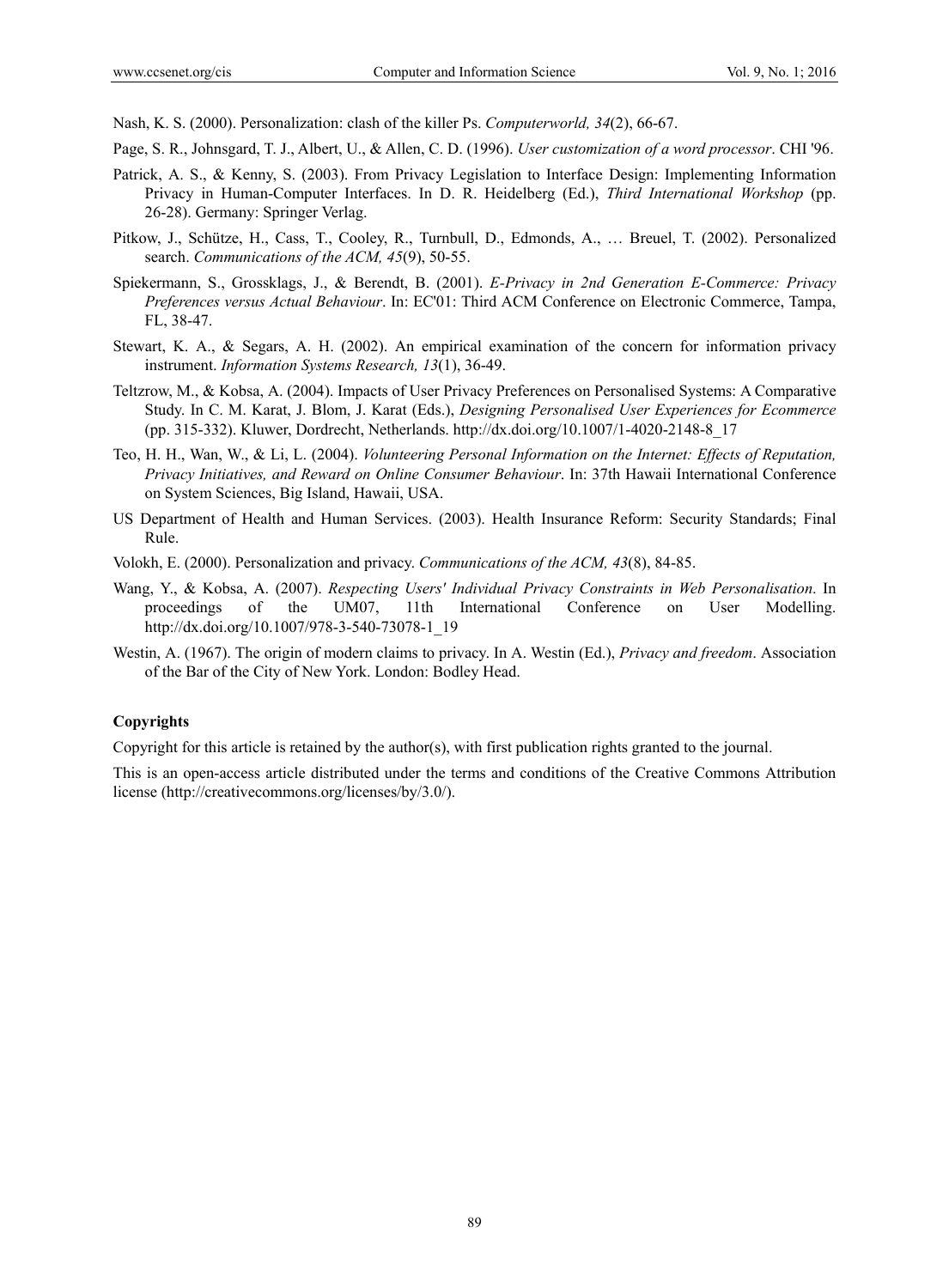Nash, K. S. (2000). Personalization: clash of the killer Ps. *Computerworld, 34*(2), 66-67.

Page, S. R., Johnsgard, T. J., Albert, U., & Allen, C. D. (1996). *User customization of a word processor*. CHI '96.

Patrick, A. S., & Kenny, S. (2003). From Privacy Legislation to Interface Design: Implementing Information Privacy in Human-Computer Interfaces. In D. R. Heidelberg (Ed.), *Third International Workshop* (pp. 26-28). Germany: Springer Verlag.

Pitkow, J., Schütze, H., Cass, T., Cooley, R., Turnbull, D., Edmonds, A., … Breuel, T. (2002). Personalized search. *Communications of the ACM, 45*(9), 50-55.

Spiekermann, S., Grossklags, J., & Berendt, B. (2001). *E-Privacy in 2nd Generation E-Commerce: Privacy Preferences versus Actual Behaviour*. In: EC'01: Third ACM Conference on Electronic Commerce, Tampa, FL, 38-47.

Stewart, K. A., & Segars, A. H. (2002). An empirical examination of the concern for information privacy instrument. *Information Systems Research, 13*(1), 36-49.

Teltzrow, M., & Kobsa, A. (2004). Impacts of User Privacy Preferences on Personalised Systems: A Comparative Study. In C. M. Karat, J. Blom, J. Karat (Eds.), *Designing Personalised User Experiences for Ecommerce* (pp. 315-332). Kluwer, Dordrecht, Netherlands. http://dx.doi.org/10.1007/1-4020-2148-8_17

Teo, H. H., Wan, W., & Li, L. (2004). *Volunteering Personal Information on the Internet: Effects of Reputation, Privacy Initiatives, and Reward on Online Consumer Behaviour*. In: 37th Hawaii International Conference on System Sciences, Big Island, Hawaii, USA.

US Department of Health and Human Services. (2003). Health Insurance Reform: Security Standards; Final Rule.

Volokh, E. (2000). Personalization and privacy. *Communications of the ACM, 43*(8), 84-85.

Wang, Y., & Kobsa, A. (2007). *Respecting Users' Individual Privacy Constraints in Web Personalisation*. In proceedings of the UM07, 11th International Conference on User Modelling. http://dx.doi.org/10.1007/978-3-540-73078-1_19

Westin, A. (1967). The origin of modern claims to privacy. In A. Westin (Ed.), *Privacy and freedom*. Association of the Bar of the City of New York. London: Bodley Head.

**Copyrights**

Copyright for this article is retained by the author(s), with first publication rights granted to the journal.

This is an open-access article distributed under the terms and conditions of the Creative Commons Attribution license (http://creativecommons.org/licenses/by/3.0/).